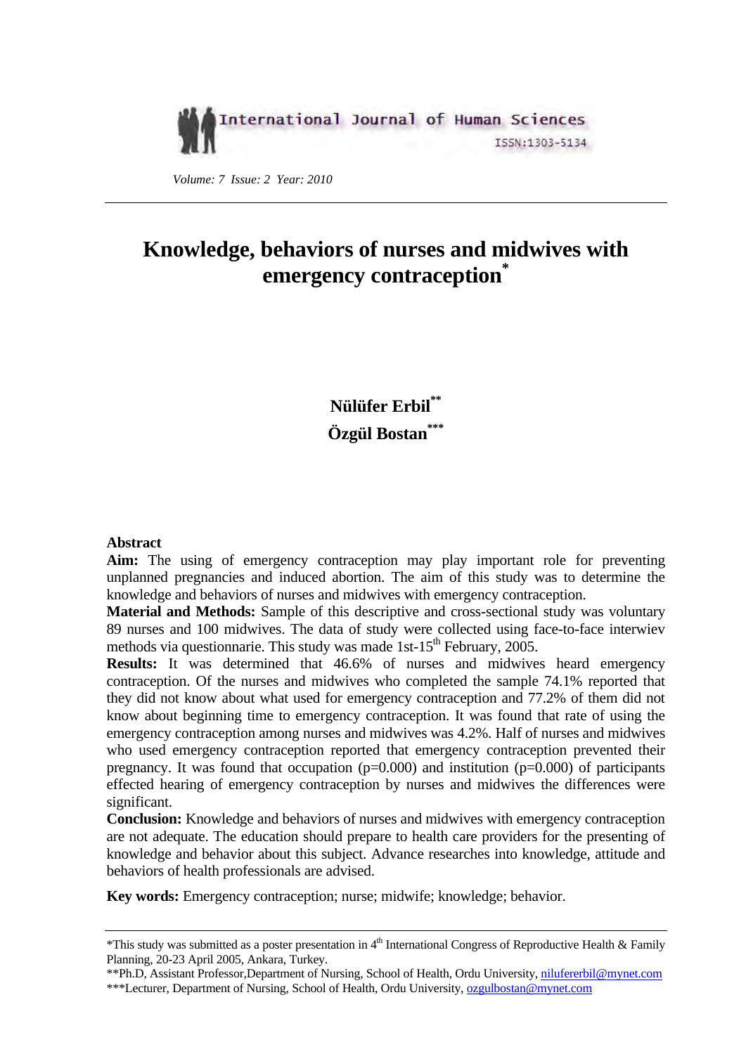# Knowledge, behaviors of nurses and midwives with emergency contraception[*]

**Nülüfer Erbil[**]**
**Özgül Bostan[***]**

**Abstract**

**Aim:** The using of emergency contraception may play important role for preventing unplanned pregnancies and induced abortion. The aim of this study was to determine the knowledge and behaviors of nurses and midwives with emergency contraception.

**Material and Methods:** Sample of this descriptive and cross-sectional study was voluntary 89 nurses and 100 midwives. The data of study were collected using face-to-face interwiev methods via questionnarie. This study was made 1st-15th February, 2005.

**Results:** It was determined that 46.6% of nurses and midwives heard emergency contraception. Of the nurses and midwives who completed the sample 74.1% reported that they did not know about what used for emergency contraception and 77.2% of them did not know about beginning time to emergency contraception. It was found that rate of using the emergency contraception among nurses and midwives was 4.2%. Half of nurses and midwives who used emergency contraception reported that emergency contraception prevented their pregnancy. It was found that occupation (p=0.000) and institution (p=0.000) of participants effected hearing of emergency contraception by nurses and midwives the differences were significant.

**Conclusion:** Knowledge and behaviors of nurses and midwives with emergency contraception are not adequate. The education should prepare to health care providers for the presenting of knowledge and behavior about this subject. Advance researches into knowledge, attitude and behaviors of health professionals are advised.

**Key words:** Emergency contraception; nurse; midwife; knowledge; behavior.

---

*This study was submitted as a poster presentation in 4th International Congress of Reproductive Health & Family Planning, 20-23 April 2005, Ankara, Turkey.

**Ph.D, Assistant Professor,Department of Nursing, School of Health, Ordu University, niluferer bil@mynet.com

***Lecturer, Department of Nursing, School of Health, Ordu University, ozgulbostan@mynet.com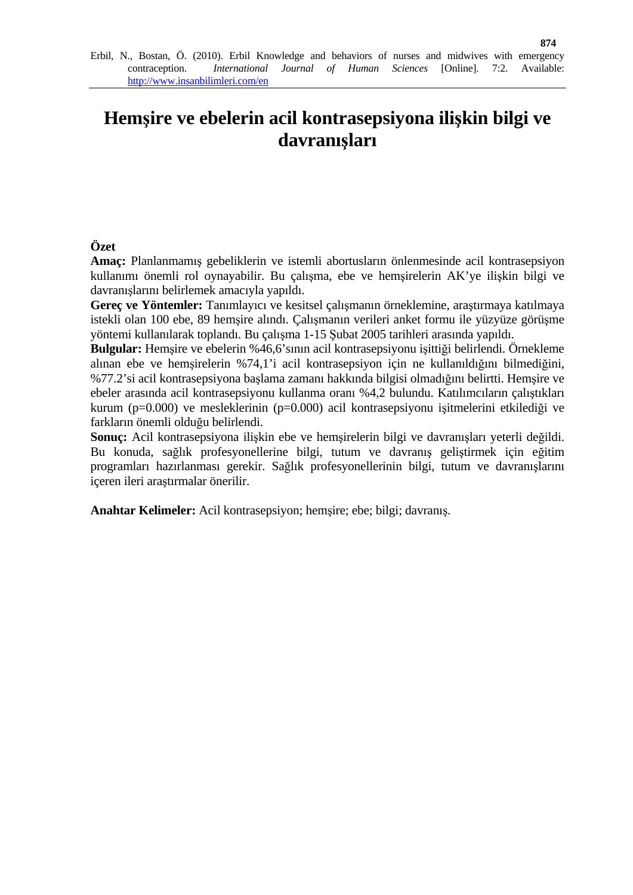# Hemşire ve ebelerin acil kontrasepsiyona ilişkin bilgi ve davranışları

**Özet**

**Amaç:** Planlanmamış gebeliklerin ve istemli abortusların önlenmesinde acil kontrasepsiyon kullanımı önemli rol oynayabilir. Bu çalışma, ebe ve hemşirelerin AK'ye ilişkin bilgi ve davranışlarını belirlemek amacıyla yapıldı.

**Gereç ve Yöntemler:** Tanımlayıcı ve kesitsel çalışmanın örneklemine, araştırmaya katılmaya istekli olan 100 ebe, 89 hemşire alındı. Çalışmanın verileri anket formu ile yüzyüze görüşme yöntemi kullanılarak toplandı. Bu çalışma 1-15 Şubat 2005 tarihleri arasında yapıldı.

**Bulgular:** Hemşire ve ebelerin %46,6'sının acil kontrasepsiyonu işittiği belirlendi. Örnekleme alınan ebe ve hemşirelerin %74,1'i acil kontrasepsiyon için ne kullanıldığını bilmediğini, %77.2'si acil kontrasepsiyona başlama zamanı hakkında bilgisi olmadığını belirtti. Hemşire ve ebeler arasında acil kontrasepsiyonu kullanma oranı %4,2 bulundu. Katılımcıların çalıştıkları kurum (p=0.000) ve mesleklerinin (p=0.000) acil kontrasepsiyonu işitmelerini etkilediği ve farkların önemli olduğu belirlendi.

**Sonuç:** Acil kontrasepsiyona ilişkin ebe ve hemşirelerin bilgi ve davranışları yeterli değildi. Bu konuda, sağlık profesyonellerine bilgi, tutum ve davranış geliştirmek için eğitim programları hazırlanması gerekir. Sağlık profesyonellerinin bilgi, tutum ve davranışlarını içeren ileri araştırmalar önerilir.

**Anahtar Kelimeler:** Acil kontrasepsiyon; hemşire; ebe; bilgi; davranış.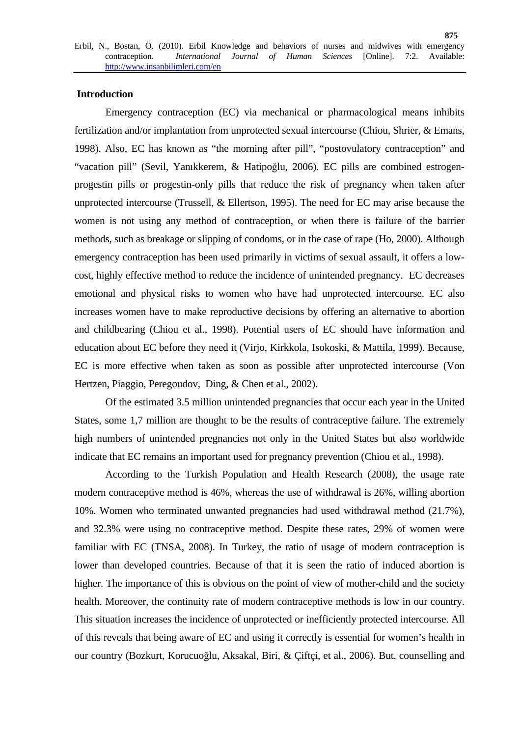## Introduction

Emergency contraception (EC) via mechanical or pharmacological means inhibits fertilization and/or implantation from unprotected sexual intercourse (Chiou, Shrier, & Emans, 1998). Also, EC has known as "the morning after pill", "postovulatory contraception" and "vacation pill" (Sevil, Yanıkkerem, & Hatipoğlu, 2006). EC pills are combined estrogen-progestin pills or progestin-only pills that reduce the risk of pregnancy when taken after unprotected intercourse (Trussell, & Ellertson, 1995). The need for EC may arise because the women is not using any method of contraception, or when there is failure of the barrier methods, such as breakage or slipping of condoms, or in the case of rape (Ho, 2000). Although emergency contraception has been used primarily in victims of sexual assault, it offers a low-cost, highly effective method to reduce the incidence of unintended pregnancy. EC decreases emotional and physical risks to women who have had unprotected intercourse. EC also increases women have to make reproductive decisions by offering an alternative to abortion and childbearing (Chiou et al., 1998). Potential users of EC should have information and education about EC before they need it (Virjo, Kirkkola, Isokoski, & Mattila, 1999). Because, EC is more effective when taken as soon as possible after unprotected intercourse (Von Hertzen, Piaggio, Peregoudov, Ding, & Chen et al., 2002).

Of the estimated 3.5 million unintended pregnancies that occur each year in the United States, some 1,7 million are thought to be the results of contraceptive failure. The extremely high numbers of unintended pregnancies not only in the United States but also worldwide indicate that EC remains an important used for pregnancy prevention (Chiou et al., 1998).

According to the Turkish Population and Health Research (2008), the usage rate modern contraceptive method is 46%, whereas the use of withdrawal is 26%, willing abortion 10%. Women who terminated unwanted pregnancies had used withdrawal method (21.7%), and 32.3% were using no contraceptive method. Despite these rates, 29% of women were familiar with EC (TNSA, 2008). In Turkey, the ratio of usage of modern contraception is lower than developed countries. Because of that it is seen the ratio of induced abortion is higher. The importance of this is obvious on the point of view of mother-child and the society health. Moreover, the continuity rate of modern contraceptive methods is low in our country. This situation increases the incidence of unprotected or inefficiently protected intercourse. All of this reveals that being aware of EC and using it correctly is essential for women's health in our country (Bozkurt, Korucuoğlu, Aksakal, Biri, & Çiftçi, et al., 2006). But, counselling and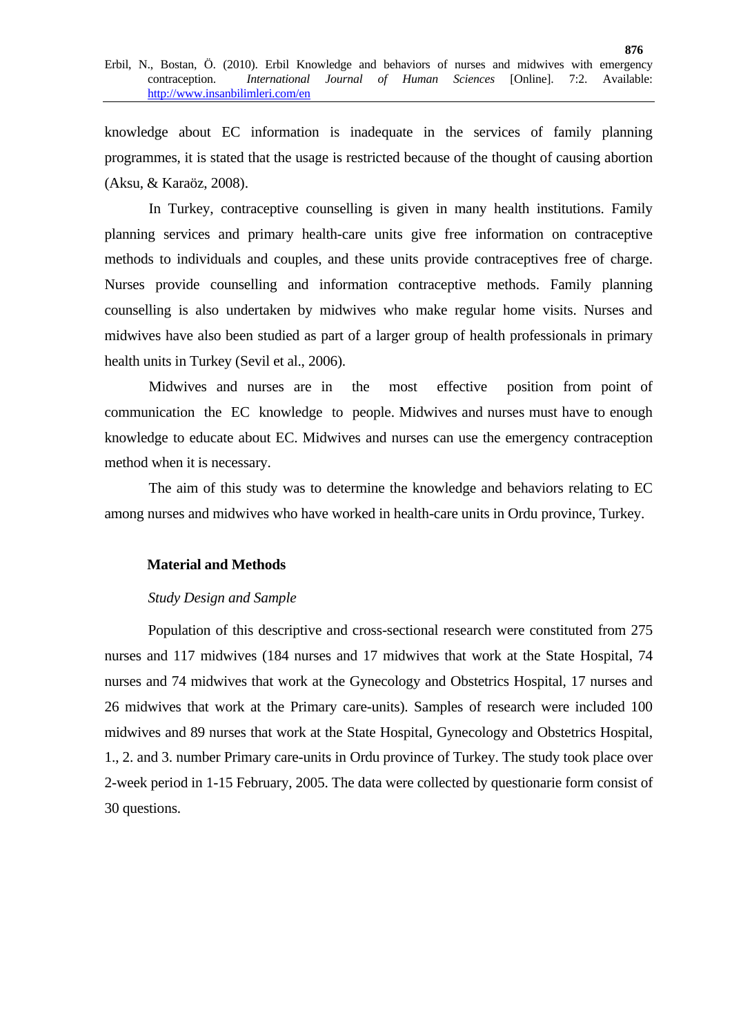knowledge about EC information is inadequate in the services of family planning programmes, it is stated that the usage is restricted because of the thought of causing abortion (Aksu, & Karaöz, 2008).

In Turkey, contraceptive counselling is given in many health institutions. Family planning services and primary health-care units give free information on contraceptive methods to individuals and couples, and these units provide contraceptives free of charge. Nurses provide counselling and information contraceptive methods. Family planning counselling is also undertaken by midwives who make regular home visits. Nurses and midwives have also been studied as part of a larger group of health professionals in primary health units in Turkey (Sevil et al., 2006).

Midwives and nurses are in the most effective position from point of communication the EC knowledge to people. Midwives and nurses must have to enough knowledge to educate about EC. Midwives and nurses can use the emergency contraception method when it is necessary.

The aim of this study was to determine the knowledge and behaviors relating to EC among nurses and midwives who have worked in health-care units in Ordu province, Turkey.

## Material and Methods

### *Study Design and Sample*

Population of this descriptive and cross-sectional research were constituted from 275 nurses and 117 midwives (184 nurses and 17 midwives that work at the State Hospital, 74 nurses and 74 midwives that work at the Gynecology and Obstetrics Hospital, 17 nurses and 26 midwives that work at the Primary care-units). Samples of research were included 100 midwives and 89 nurses that work at the State Hospital, Gynecology and Obstetrics Hospital, 1., 2. and 3. number Primary care-units in Ordu province of Turkey. The study took place over 2-week period in 1-15 February, 2005. The data were collected by questionarie form consist of 30 questions.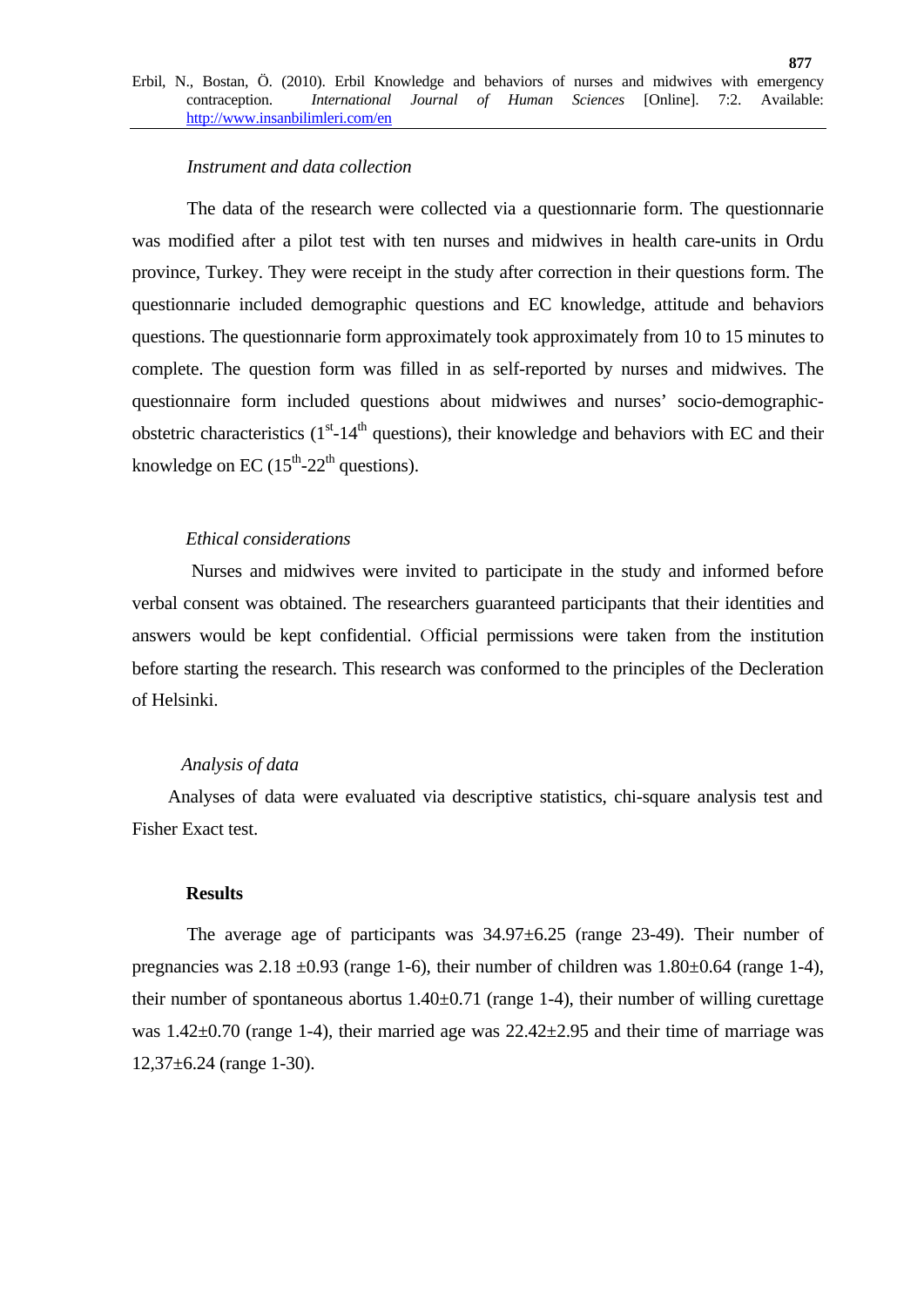*Instrument and data collection*

The data of the research were collected via a questionnarie form. The questionnarie was modified after a pilot test with ten nurses and midwives in health care-units in Ordu province, Turkey. They were receipt in the study after correction in their questions form. The questionnarie included demographic questions and EC knowledge, attitude and behaviors questions. The questionnarie form approximately took approximately from 10 to 15 minutes to complete. The question form was filled in as self-reported by nurses and midwives. The questionnaire form included questions about midwiwes and nurses' socio-demographic-obstetric characteristics (1st-14th questions), their knowledge and behaviors with EC and their knowledge on EC (15th-22th questions).

*Ethical considerations*

Nurses and midwives were invited to participate in the study and informed before verbal consent was obtained. The researchers guaranteed participants that their identities and answers would be kept confidential. Official permissions were taken from the institution before starting the research. This research was conformed to the principles of the Decleration of Helsinki.

*Analysis of data*

Analyses of data were evaluated via descriptive statistics, chi-square analysis test and Fisher Exact test.

## Results

The average age of participants was 34.97±6.25 (range 23-49). Their number of pregnancies was 2.18 ±0.93 (range 1-6), their number of children was 1.80±0.64 (range 1-4), their number of spontaneous abortus 1.40±0.71 (range 1-4), their number of willing curettage was 1.42±0.70 (range 1-4), their married age was 22.42±2.95 and their time of marriage was 12,37±6.24 (range 1-30).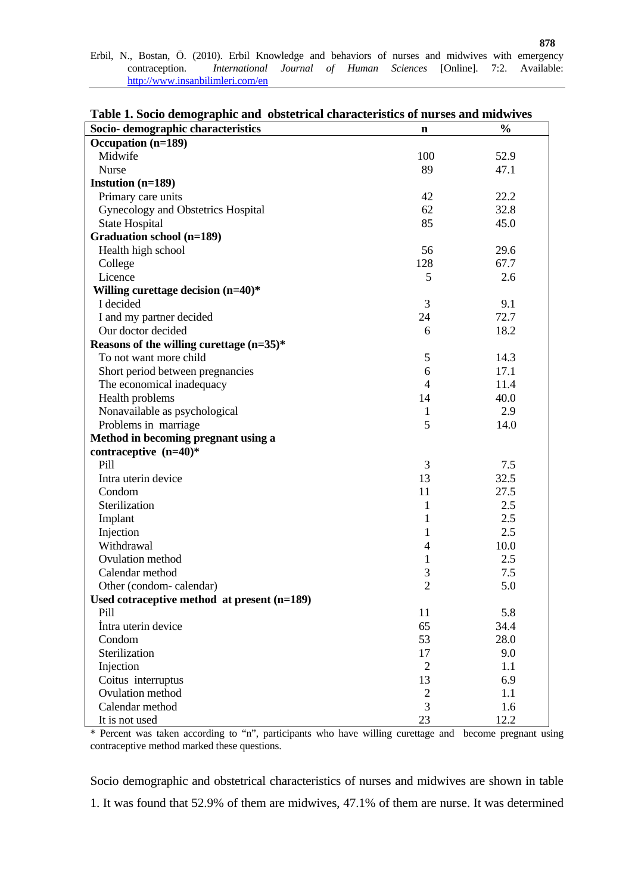**Table 1. Socio demographic and obstetrical characteristics of nurses and midwives**

| Socio- demographic characteristics | n | % |
|---|---|---|
| **Occupation (n=189)** | | |
| Midwife | 100 | 52.9 |
| Nurse | 89 | 47.1 |
| **Instution (n=189)** | | |
| Primary care units | 42 | 22.2 |
| Gynecology and Obstetrics Hospital | 62 | 32.8 |
| State Hospital | 85 | 45.0 |
| **Graduation school (n=189)** | | |
| Health high school | 56 | 29.6 |
| College | 128 | 67.7 |
| Licence | 5 | 2.6 |
| **Willing curettage decision (n=40)*** | | |
| I decided | 3 | 9.1 |
| I and my partner decided | 24 | 72.7 |
| Our doctor decided | 6 | 18.2 |
| **Reasons of the willing curettage (n=35)*** | | |
| To not want more child | 5 | 14.3 |
| Short period between pregnancies | 6 | 17.1 |
| The economical inadequacy | 4 | 11.4 |
| Health problems | 14 | 40.0 |
| Nonavailable as psychological | 1 | 2.9 |
| Problems in marriage | 5 | 14.0 |
| **Method in becoming pregnant using a contraceptive (n=40)*** | | |
| Pill | 3 | 7.5 |
| Intra uterin device | 13 | 32.5 |
| Condom | 11 | 27.5 |
| Sterilization | 1 | 2.5 |
| Implant | 1 | 2.5 |
| Injection | 1 | 2.5 |
| Withdrawal | 4 | 10.0 |
| Ovulation method | 1 | 2.5 |
| Calendar method | 3 | 7.5 |
| Other (condom- calendar) | 2 | 5.0 |
| **Used cotraceptive method at present (n=189)** | | |
| Pill | 11 | 5.8 |
| İntra uterin device | 65 | 34.4 |
| Condom | 53 | 28.0 |
| Sterilization | 17 | 9.0 |
| Injection | 2 | 1.1 |
| Coitus interruptus | 13 | 6.9 |
| Ovulation method | 2 | 1.1 |
| Calendar method | 3 | 1.6 |
| It is not used | 23 | 12.2 |

* Percent was taken according to "n", participants who have willing curettage and become pregnant using contraceptive method marked these questions.

Socio demographic and obstetrical characteristics of nurses and midwives are shown in table 1. It was found that 52.9% of them are midwives, 47.1% of them are nurse. It was determined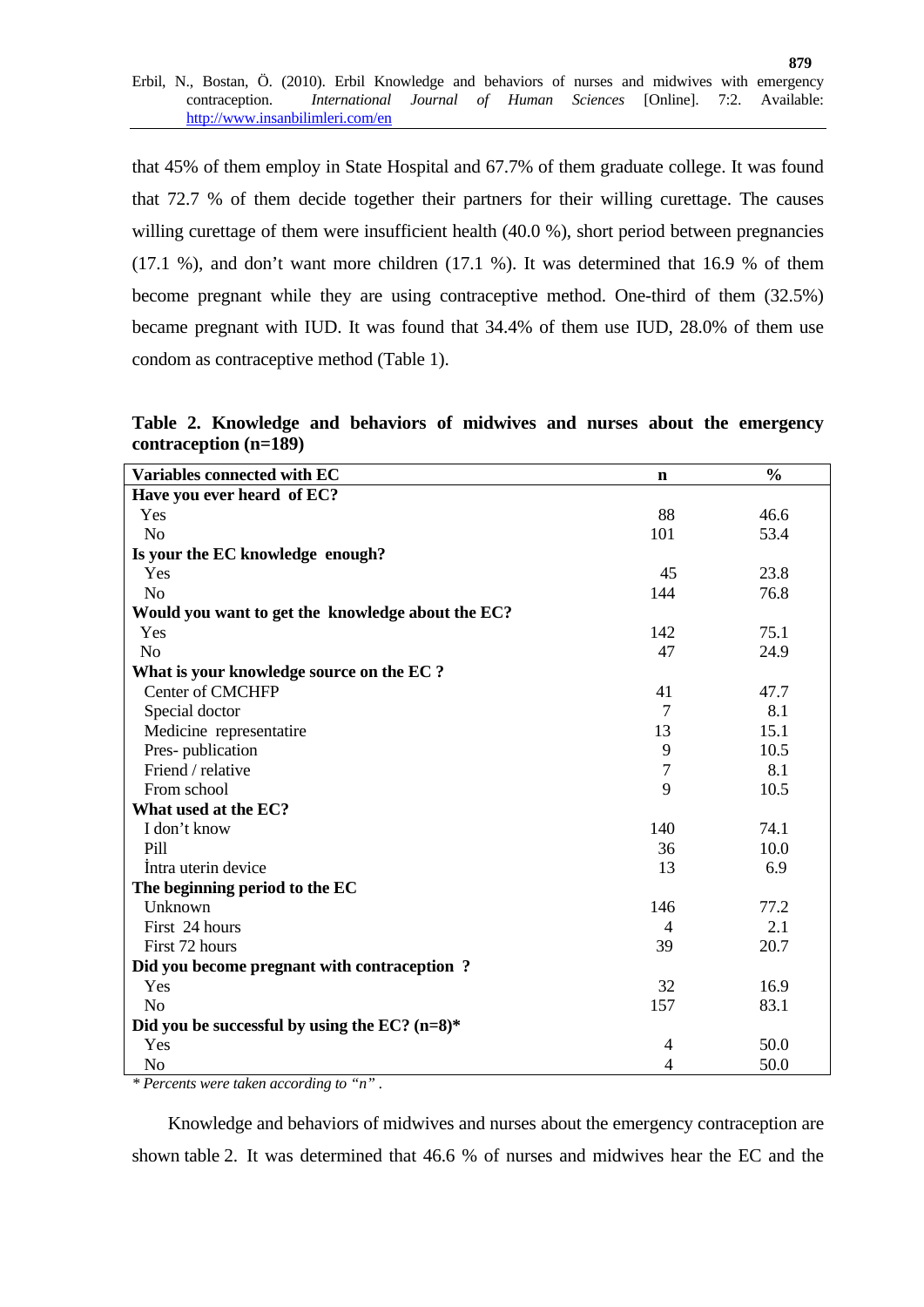that 45% of them employ in State Hospital and 67.7% of them graduate college. It was found that 72.7 % of them decide together their partners for their willing curettage. The causes willing curettage of them were insufficient health (40.0 %), short period between pregnancies (17.1 %), and don't want more children (17.1 %). It was determined that 16.9 % of them become pregnant while they are using contraceptive method. One-third of them (32.5%) became pregnant with IUD. It was found that 34.4% of them use IUD, 28.0% of them use condom as contraceptive method (Table 1).

**Table 2. Knowledge and behaviors of midwives and nurses about the emergency contraception (n=189)**

| Variables connected with EC | n | % |
|---|---|---|
| **Have you ever heard of EC?** | | |
| Yes | 88 | 46.6 |
| No | 101 | 53.4 |
| **Is your the EC knowledge enough?** | | |
| Yes | 45 | 23.8 |
| No | 144 | 76.8 |
| **Would you want to get the knowledge about the EC?** | | |
| Yes | 142 | 75.1 |
| No | 47 | 24.9 |
| **What is your knowledge source on the EC ?** | | |
| Center of CMCHFP | 41 | 47.7 |
| Special doctor | 7 | 8.1 |
| Medicine representatire | 13 | 15.1 |
| Pres- publication | 9 | 10.5 |
| Friend / relative | 7 | 8.1 |
| From school | 9 | 10.5 |
| **What used at the EC?** | | |
| I don't know | 140 | 74.1 |
| Pill | 36 | 10.0 |
| İntra uterin device | 13 | 6.9 |
| **The beginning period to the EC** | | |
| Unknown | 146 | 77.2 |
| First 24 hours | 4 | 2.1 |
| First 72 hours | 39 | 20.7 |
| **Did you become pregnant with contraception ?** | | |
| Yes | 32 | 16.9 |
| No | 157 | 83.1 |
| **Did you be successful by using the EC? (n=8)*** | | |
| Yes | 4 | 50.0 |
| No | 4 | 50.0 |

*\* Percents were taken according to "n" .*

Knowledge and behaviors of midwives and nurses about the emergency contraception are shown table 2. It was determined that 46.6 % of nurses and midwives hear the EC and the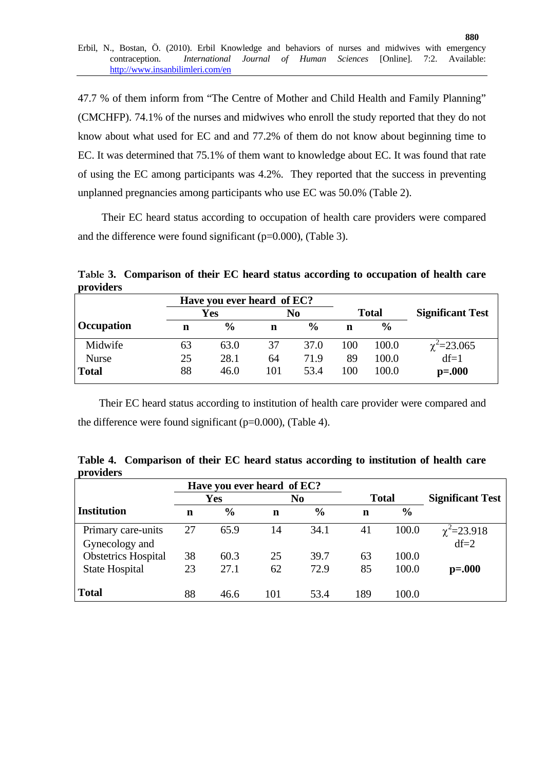47.7 % of them inform from “The Centre of Mother and Child Health and Family Planning” (CMCHFP). 74.1% of the nurses and midwives who enroll the study reported that they do not know about what used for EC and and 77.2% of them do not know about beginning time to EC. It was determined that 75.1% of them want to knowledge about EC. It was found that rate of using the EC among participants was 4.2%. They reported that the success in preventing unplanned pregnancies among participants who use EC was 50.0% (Table 2).

Their EC heard status according to occupation of health care providers were compared and the difference were found significant (p=0.000), (Table 3).

**Table 3. Comparison of their EC heard status according to occupation of health care providers**

| Occupation | Have you ever heard of EC? | | | | Total | | Significant Test |
|---|---|---|---|---|---|---|---|
| | Yes | | No | | | | |
| | n | % | n | % | n | % | |
| Midwife | 63 | 63.0 | 37 | 37.0 | 100 | 100.0 | $\chi^2$=23.065 |
| Nurse | 25 | 28.1 | 64 | 71.9 | 89 | 100.0 | df=1 |
| **Total** | 88 | 46.0 | 101 | 53.4 | 100 | 100.0 | **p=.000** |

Their EC heard status according to institution of health care provider were compared and the difference were found significant (p=0.000), (Table 4).

**Table 4. Comparison of their EC heard status according to institution of health care providers**

| Institution | Have you ever heard of EC? | | | | Total | | Significant Test |
|---|---|---|---|---|---|---|---|
| | Yes | | No | | | | |
| | n | % | n | % | n | % | |
| Primary care-units | 27 | 65.9 | 14 | 34.1 | 41 | 100.0 | $\chi^2$=23.918 df=2 |
| Gynecology and Obstetrics Hospital | 38 | 60.3 | 25 | 39.7 | 63 | 100.0 | |
| State Hospital | 23 | 27.1 | 62 | 72.9 | 85 | 100.0 | **p=.000** |
| **Total** | 88 | 46.6 | 101 | 53.4 | 189 | 100.0 | |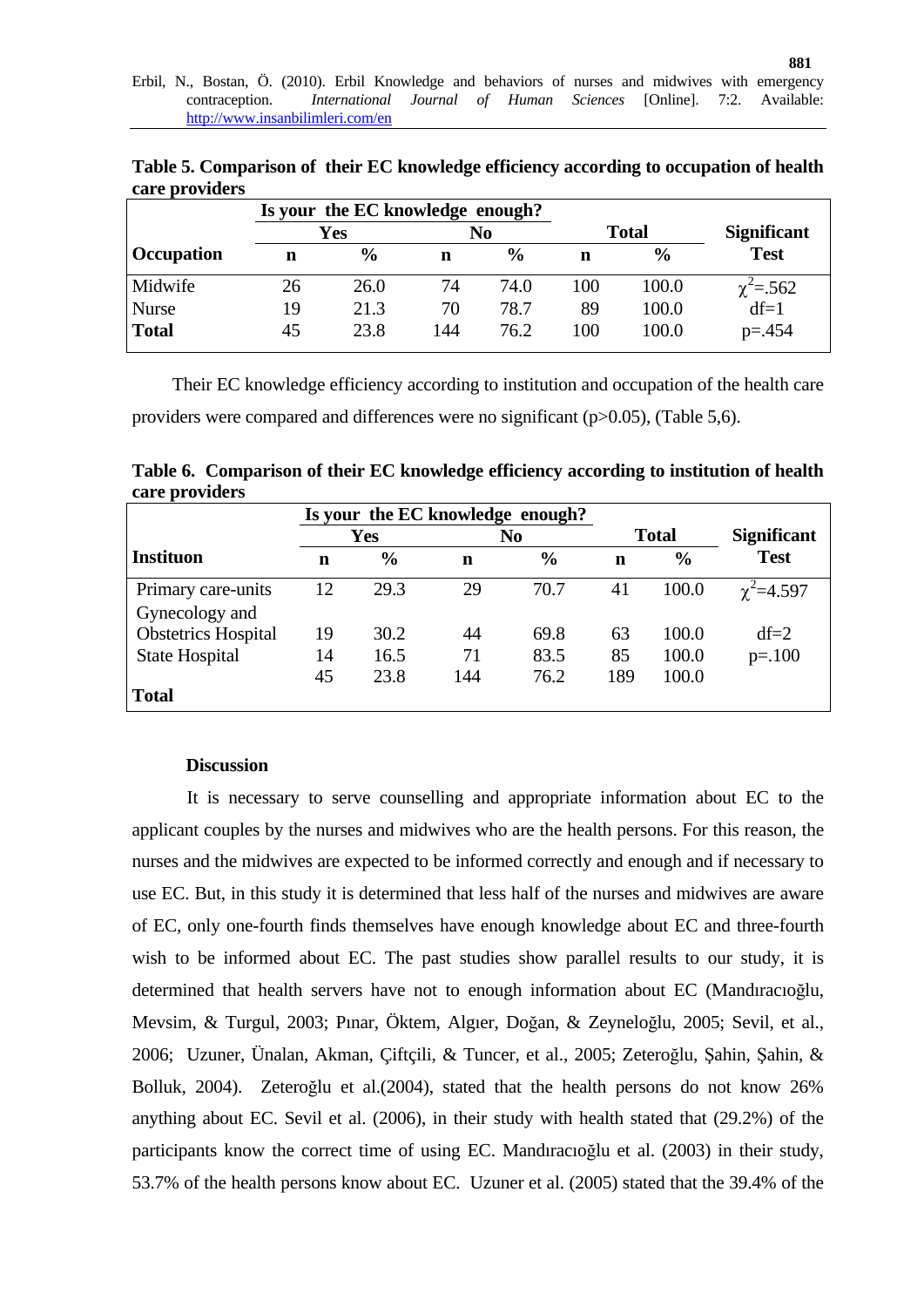**Table 5. Comparison of their EC knowledge efficiency according to occupation of health care providers**

| Occupation | Is your the EC knowledge enough? | | | | Total | | Significant Test |
|---|---|---|---|---|---|---|---|
| | Yes | | No | | | | |
| | n | % | n | % | n | % | |
| Midwife | 26 | 26.0 | 74 | 74.0 | 100 | 100.0 | $\chi^2$=.562 |
| Nurse | 19 | 21.3 | 70 | 78.7 | 89 | 100.0 | df=1 |
| **Total** | 45 | 23.8 | 144 | 76.2 | 100 | 100.0 | p=.454 |

Their EC knowledge efficiency according to institution and occupation of the health care providers were compared and differences were no significant (p>0.05), (Table 5,6).

**Table 6. Comparison of their EC knowledge efficiency according to institution of health care providers**

| Instituon | Is your the EC knowledge enough? | | | | Total | | Significant Test |
|---|---|---|---|---|---|---|---|
| | Yes | | No | | | | |
| | n | % | n | % | n | % | |
| Primary care-units | 12 | 29.3 | 29 | 70.7 | 41 | 100.0 | $\chi^2$=4.597 |
| Gynecology and Obstetrics Hospital | 19 | 30.2 | 44 | 69.8 | 63 | 100.0 | df=2 |
| State Hospital | 14 | 16.5 | 71 | 83.5 | 85 | 100.0 | p=.100 |
| **Total** | 45 | 23.8 | 144 | 76.2 | 189 | 100.0 | |

**Discussion**

It is necessary to serve counselling and appropriate information about EC to the applicant couples by the nurses and midwives who are the health persons. For this reason, the nurses and the midwives are expected to be informed correctly and enough and if necessary to use EC. But, in this study it is determined that less half of the nurses and midwives are aware of EC, only one-fourth finds themselves have enough knowledge about EC and three-fourth wish to be informed about EC. The past studies show parallel results to our study, it is determined that health servers have not to enough information about EC (Mandıracıoğlu, Mevsim, & Turgul, 2003; Pınar, Öktem, Algıer, Doğan, & Zeyneloğlu, 2005; Sevil, et al., 2006; Uzuner, Ünalan, Akman, Çiftçili, & Tuncer, et al., 2005; Zeteroğlu, Şahin, Şahin, & Bolluk, 2004). Zeteroğlu et al.(2004), stated that the health persons do not know 26% anything about EC. Sevil et al. (2006), in their study with health stated that (29.2%) of the participants know the correct time of using EC. Mandıracıoğlu et al. (2003) in their study, 53.7% of the health persons know about EC. Uzuner et al. (2005) stated that the 39.4% of the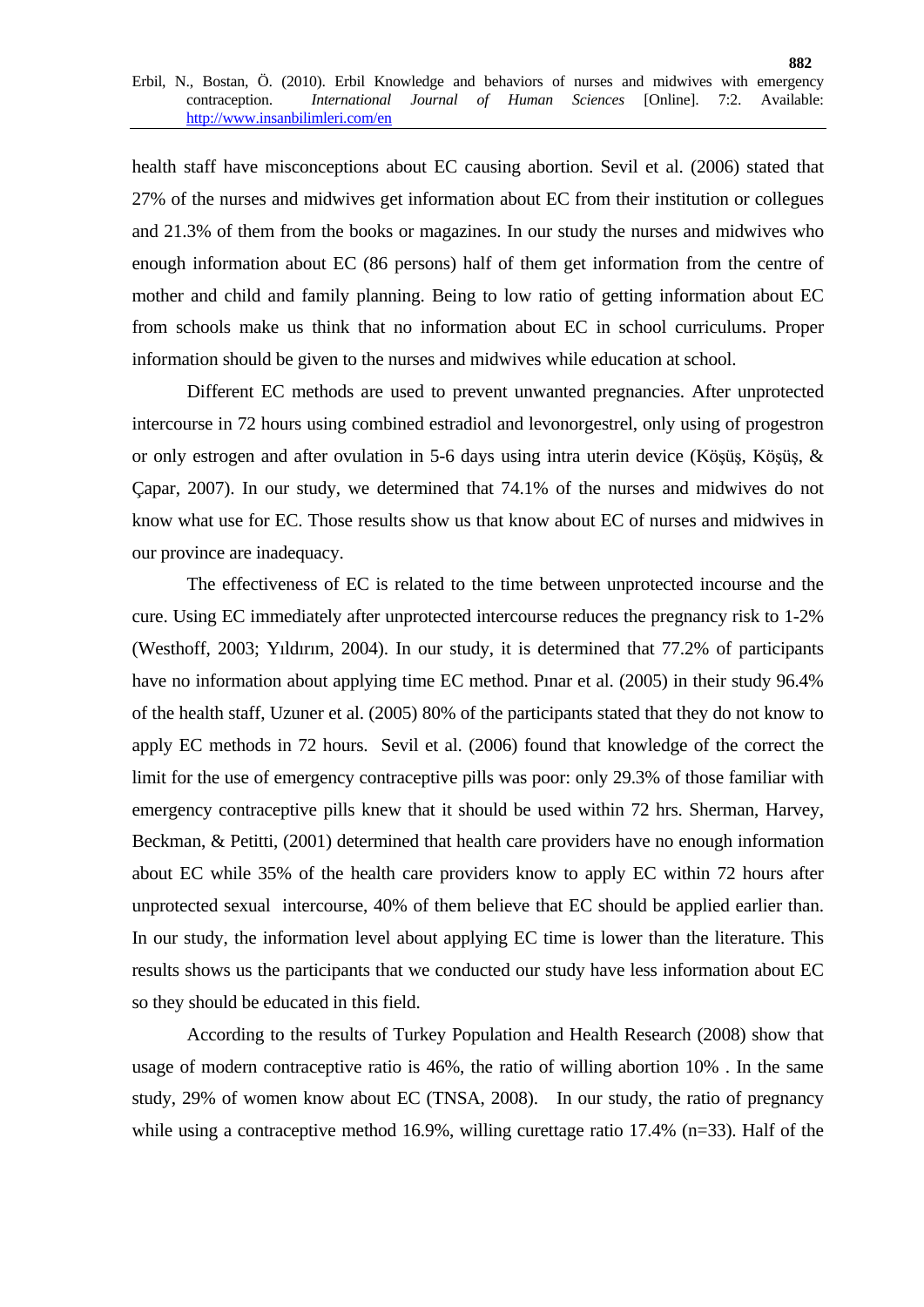health staff have misconceptions about EC causing abortion. Sevil et al. (2006) stated that 27% of the nurses and midwives get information about EC from their institution or collegues and 21.3% of them from the books or magazines. In our study the nurses and midwives who enough information about EC (86 persons) half of them get information from the centre of mother and child and family planning. Being to low ratio of getting information about EC from schools make us think that no information about EC in school curriculums. Proper information should be given to the nurses and midwives while education at school.

Different EC methods are used to prevent unwanted pregnancies. After unprotected intercourse in 72 hours using combined estradiol and levonorgestrel, only using of progestron or only estrogen and after ovulation in 5-6 days using intra uterin device (Köşüş, Köşüş, & Çapar, 2007). In our study, we determined that 74.1% of the nurses and midwives do not know what use for EC. Those results show us that know about EC of nurses and midwives in our province are inadequacy.

The effectiveness of EC is related to the time between unprotected incourse and the cure. Using EC immediately after unprotected intercourse reduces the pregnancy risk to 1-2% (Westhoff, 2003; Yıldırım, 2004). In our study, it is determined that 77.2% of participants have no information about applying time EC method. Pınar et al. (2005) in their study 96.4% of the health staff, Uzuner et al. (2005) 80% of the participants stated that they do not know to apply EC methods in 72 hours. Sevil et al. (2006) found that knowledge of the correct the limit for the use of emergency contraceptive pills was poor: only 29.3% of those familiar with emergency contraceptive pills knew that it should be used within 72 hrs. Sherman, Harvey, Beckman, & Petitti, (2001) determined that health care providers have no enough information about EC while 35% of the health care providers know to apply EC within 72 hours after unprotected sexual intercourse, 40% of them believe that EC should be applied earlier than. In our study, the information level about applying EC time is lower than the literature. This results shows us the participants that we conducted our study have less information about EC so they should be educated in this field.

According to the results of Turkey Population and Health Research (2008) show that usage of modern contraceptive ratio is 46%, the ratio of willing abortion 10% . In the same study, 29% of women know about EC (TNSA, 2008). In our study, the ratio of pregnancy while using a contraceptive method 16.9%, willing curettage ratio 17.4% (n=33). Half of the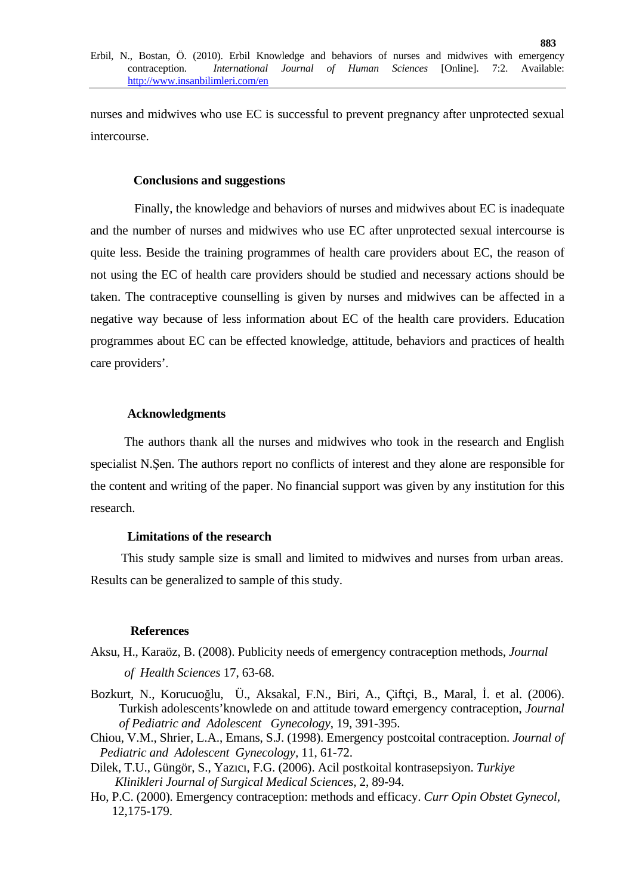nurses and midwives who use EC is successful to prevent pregnancy after unprotected sexual intercourse.

### Conclusions and suggestions

Finally, the knowledge and behaviors of nurses and midwives about EC is inadequate and the number of nurses and midwives who use EC after unprotected sexual intercourse is quite less. Beside the training programmes of health care providers about EC, the reason of not using the EC of health care providers should be studied and necessary actions should be taken. The contraceptive counselling is given by nurses and midwives can be affected in a negative way because of less information about EC of the health care providers. Education programmes about EC can be effected knowledge, attitude, behaviors and practices of health care providers'.

### Acknowledgments

The authors thank all the nurses and midwives who took in the research and English specialist N.Şen. The authors report no conflicts of interest and they alone are responsible for the content and writing of the paper. No financial support was given by any institution for this research.

### Limitations of the research

This study sample size is small and limited to midwives and nurses from urban areas. Results can be generalized to sample of this study.

### References

Aksu, H., Karaöz, B. (2008). Publicity needs of emergency contraception methods, *Journal of Health Sciences* 17, 63-68.

Bozkurt, N., Korucuoğlu, Ü., Aksakal, F.N., Biri, A., Çiftçi, B., Maral, İ. et al. (2006). Turkish adolescents'knowlede on and attitude toward emergency contraception, *Journal of Pediatric and Adolescent Gynecology*, 19, 391-395.

Chiou, V.M., Shrier, L.A., Emans, S.J. (1998). Emergency postcoital contraception. *Journal of Pediatric and Adolescent Gynecology*, 11, 61-72.

Dilek, T.U., Güngör, S., Yazıcı, F.G. (2006). Acil postkoital kontrasepsiyon. *Turkiye Klinikleri Journal of Surgical Medical Sciences*, 2, 89-94.

Ho, P.C. (2000). Emergency contraception: methods and efficacy. *Curr Opin Obstet Gynecol*, 12,175-179.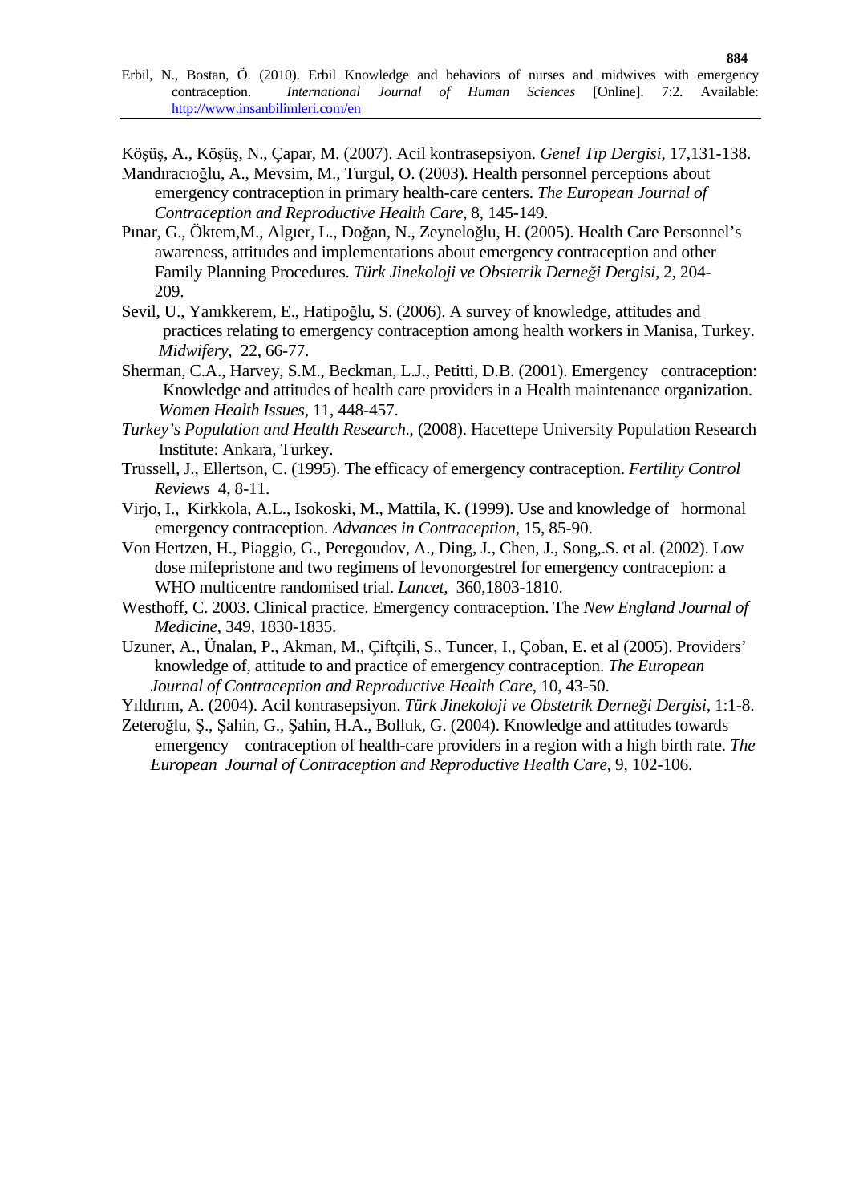Köşüş, A., Köşüş, N., Çapar, M. (2007). Acil kontrasepsiyon. *Genel Tıp Dergisi*, 17,131-138.

Mandıracıoğlu, A., Mevsim, M., Turgul, O. (2003). Health personnel perceptions about emergency contraception in primary health-care centers. *The European Journal of Contraception and Reproductive Health Care,* 8, 145-149.

Pınar, G., Öktem,M., Algıer, L., Doğan, N., Zeyneloğlu, H. (2005). Health Care Personnel's awareness, attitudes and implementations about emergency contraception and other Family Planning Procedures. *Türk Jinekoloji ve Obstetrik Derneği Dergisi,* 2, 204-209.

Sevil, U., Yanıkkerem, E., Hatipoğlu, S. (2006). A survey of knowledge, attitudes and practices relating to emergency contraception among health workers in Manisa, Turkey. *Midwifery,* 22, 66-77.

Sherman, C.A., Harvey, S.M., Beckman, L.J., Petitti, D.B. (2001). Emergency contraception: Knowledge and attitudes of health care providers in a Health maintenance organization. *Women Health Issues*, 11, 448-457.

*Turkey's Population and Health Research.*, (2008). Hacettepe University Population Research Institute: Ankara, Turkey.

Trussell, J., Ellertson, C. (1995). The efficacy of emergency contraception. *Fertility Control Reviews* 4, 8-11.

Virjo, I., Kirkkola, A.L., Isokoski, M., Mattila, K. (1999). Use and knowledge of hormonal emergency contraception. *Advances in Contraception*, 15, 85-90.

Von Hertzen, H., Piaggio, G., Peregoudov, A., Ding, J., Chen, J., Song,.S. et al. (2002). Low dose mifepristone and two regimens of levonorgestrel for emergency contracepion: a WHO multicentre randomised trial. *Lancet*, 360,1803-1810.

Westhoff, C. 2003. Clinical practice. Emergency contraception. The *New England Journal of Medicine*, 349, 1830-1835.

Uzuner, A., Ünalan, P., Akman, M., Çiftçili, S., Tuncer, I., Çoban, E. et al (2005). Providers' knowledge of, attitude to and practice of emergency contraception. *The European Journal of Contraception and Reproductive Health Care*, 10, 43-50.

Yıldırım, A. (2004). Acil kontrasepsiyon. *Türk Jinekoloji ve Obstetrik Derneği Dergisi*, 1:1-8.

Zeteroğlu, Ş., Şahin, G., Şahin, H.A., Bolluk, G. (2004). Knowledge and attitudes towards emergency contraception of health-care providers in a region with a high birth rate. *The European Journal of Contraception and Reproductive Health Care*, 9, 102-106.